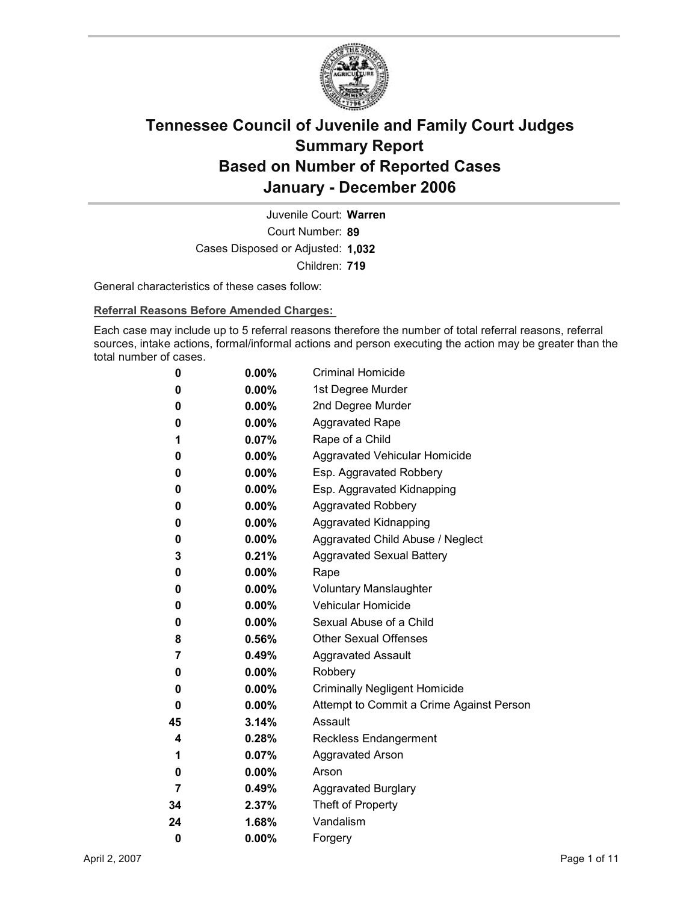# Tennessee Council of Juvenile and Family Court Judges
## Summary Report
## Based on Number of Reported Cases
## January - December 2006

Juvenile Court: **Warren**
Court Number: **89**
Cases Disposed or Adjusted: **1,032**
Children: **719**

General characteristics of these cases follow:

**Referral Reasons Before Amended Charges:**

Each case may include up to 5 referral reasons therefore the number of total referral reasons, referral sources, intake actions, formal/informal actions and person executing the action may be greater than the total number of cases.

| | | |
|---|---|---|
| 0 | 0.00% | Criminal Homicide |
| 0 | 0.00% | 1st Degree Murder |
| 0 | 0.00% | 2nd Degree Murder |
| 0 | 0.00% | Aggravated Rape |
| 1 | 0.07% | Rape of a Child |
| 0 | 0.00% | Aggravated Vehicular Homicide |
| 0 | 0.00% | Esp. Aggravated Robbery |
| 0 | 0.00% | Esp. Aggravated Kidnapping |
| 0 | 0.00% | Aggravated Robbery |
| 0 | 0.00% | Aggravated Kidnapping |
| 0 | 0.00% | Aggravated Child Abuse / Neglect |
| 3 | 0.21% | Aggravated Sexual Battery |
| 0 | 0.00% | Rape |
| 0 | 0.00% | Voluntary Manslaughter |
| 0 | 0.00% | Vehicular Homicide |
| 0 | 0.00% | Sexual Abuse of a Child |
| 8 | 0.56% | Other Sexual Offenses |
| 7 | 0.49% | Aggravated Assault |
| 0 | 0.00% | Robbery |
| 0 | 0.00% | Criminally Negligent Homicide |
| 0 | 0.00% | Attempt to Commit a Crime Against Person |
| 45 | 3.14% | Assault |
| 4 | 0.28% | Reckless Endangerment |
| 1 | 0.07% | Aggravated Arson |
| 0 | 0.00% | Arson |
| 7 | 0.49% | Aggravated Burglary |
| 34 | 2.37% | Theft of Property |
| 24 | 1.68% | Vandalism |
| 0 | 0.00% | Forgery |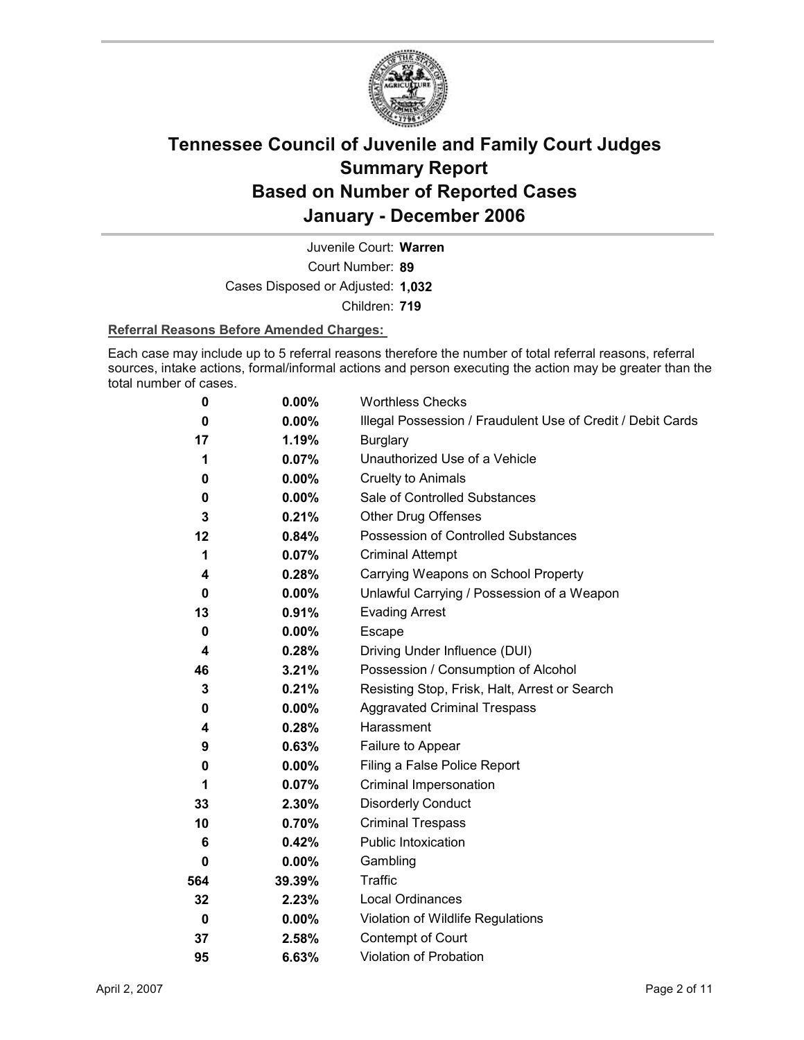# Tennessee Council of Juvenile and Family Court Judges
# Summary Report
# Based on Number of Reported Cases
# January - December 2006

Juvenile Court: **Warren**

Court Number: **89**

Cases Disposed or Adjusted: **1,032**

Children: **719**

**Referral Reasons Before Amended Charges:**

Each case may include up to 5 referral reasons therefore the number of total referral reasons, referral sources, intake actions, formal/informal actions and person executing the action may be greater than the total number of cases.

| Count | Percent | Referral Reason |
|---|---|---|
| 0 | 0.00% | Worthless Checks |
| 0 | 0.00% | Illegal Possession / Fraudulent Use of Credit / Debit Cards |
| 17 | 1.19% | Burglary |
| 1 | 0.07% | Unauthorized Use of a Vehicle |
| 0 | 0.00% | Cruelty to Animals |
| 0 | 0.00% | Sale of Controlled Substances |
| 3 | 0.21% | Other Drug Offenses |
| 12 | 0.84% | Possession of Controlled Substances |
| 1 | 0.07% | Criminal Attempt |
| 4 | 0.28% | Carrying Weapons on School Property |
| 0 | 0.00% | Unlawful Carrying / Possession of a Weapon |
| 13 | 0.91% | Evading Arrest |
| 0 | 0.00% | Escape |
| 4 | 0.28% | Driving Under Influence (DUI) |
| 46 | 3.21% | Possession / Consumption of Alcohol |
| 3 | 0.21% | Resisting Stop, Frisk, Halt, Arrest or Search |
| 0 | 0.00% | Aggravated Criminal Trespass |
| 4 | 0.28% | Harassment |
| 9 | 0.63% | Failure to Appear |
| 0 | 0.00% | Filing a False Police Report |
| 1 | 0.07% | Criminal Impersonation |
| 33 | 2.30% | Disorderly Conduct |
| 10 | 0.70% | Criminal Trespass |
| 6 | 0.42% | Public Intoxication |
| 0 | 0.00% | Gambling |
| 564 | 39.39% | Traffic |
| 32 | 2.23% | Local Ordinances |
| 0 | 0.00% | Violation of Wildlife Regulations |
| 37 | 2.58% | Contempt of Court |
| 95 | 6.63% | Violation of Probation |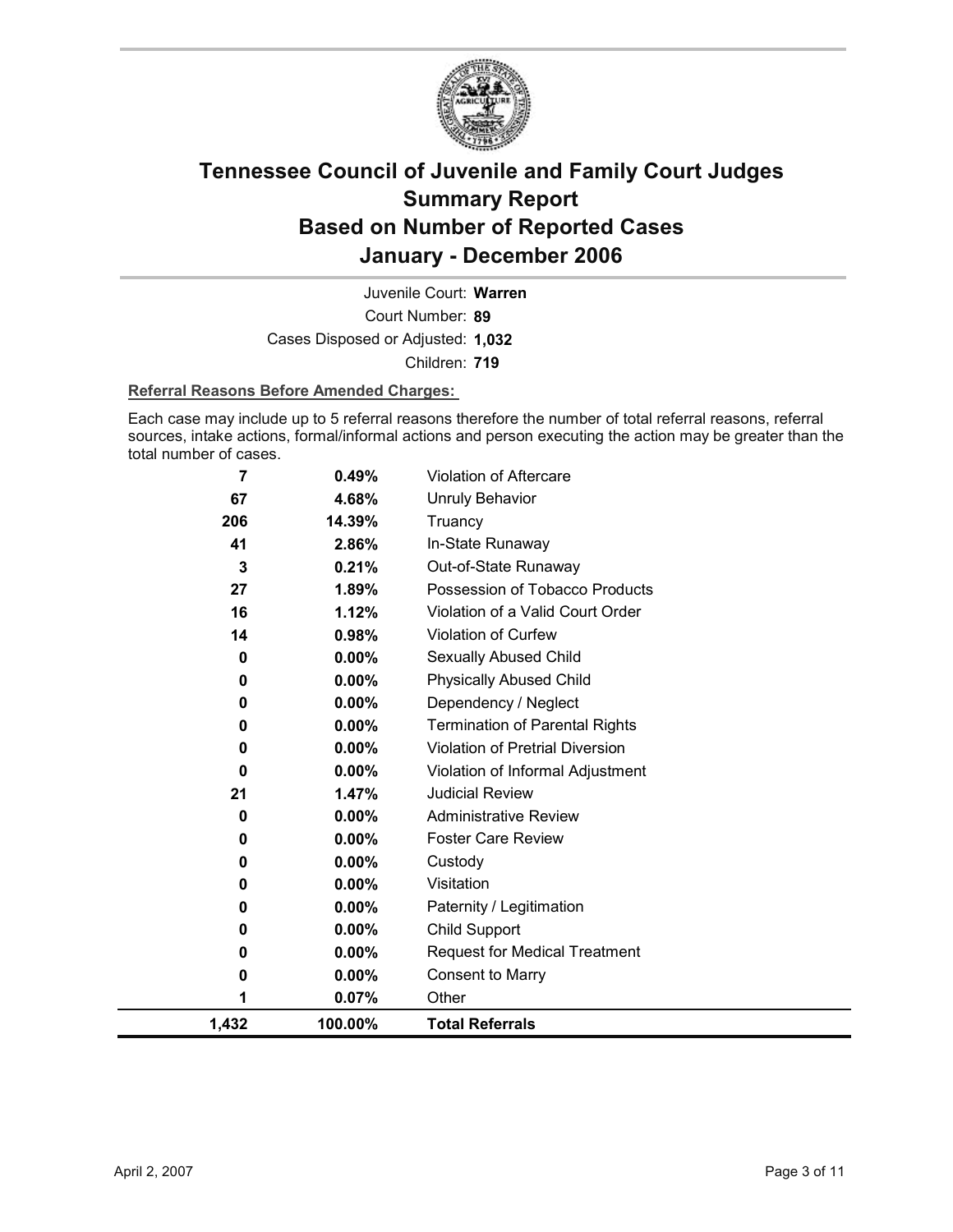# Tennessee Council of Juvenile and Family Court Judges Summary Report Based on Number of Reported Cases January - December 2006

Juvenile Court: **Warren**

Court Number: **89**

Cases Disposed or Adjusted: **1,032**

Children: **719**

**Referral Reasons Before Amended Charges:**

Each case may include up to 5 referral reasons therefore the number of total referral reasons, referral sources, intake actions, formal/informal actions and person executing the action may be greater than the total number of cases.

| | | |
|---|---|---|
| 7 | 0.49% | Violation of Aftercare |
| 67 | 4.68% | Unruly Behavior |
| 206 | 14.39% | Truancy |
| 41 | 2.86% | In-State Runaway |
| 3 | 0.21% | Out-of-State Runaway |
| 27 | 1.89% | Possession of Tobacco Products |
| 16 | 1.12% | Violation of a Valid Court Order |
| 14 | 0.98% | Violation of Curfew |
| 0 | 0.00% | Sexually Abused Child |
| 0 | 0.00% | Physically Abused Child |
| 0 | 0.00% | Dependency / Neglect |
| 0 | 0.00% | Termination of Parental Rights |
| 0 | 0.00% | Violation of Pretrial Diversion |
| 0 | 0.00% | Violation of Informal Adjustment |
| 21 | 1.47% | Judicial Review |
| 0 | 0.00% | Administrative Review |
| 0 | 0.00% | Foster Care Review |
| 0 | 0.00% | Custody |
| 0 | 0.00% | Visitation |
| 0 | 0.00% | Paternity / Legitimation |
| 0 | 0.00% | Child Support |
| 0 | 0.00% | Request for Medical Treatment |
| 0 | 0.00% | Consent to Marry |
| 1 | 0.07% | Other |
| **1,432** | **100.00%** | **Total Referrals** |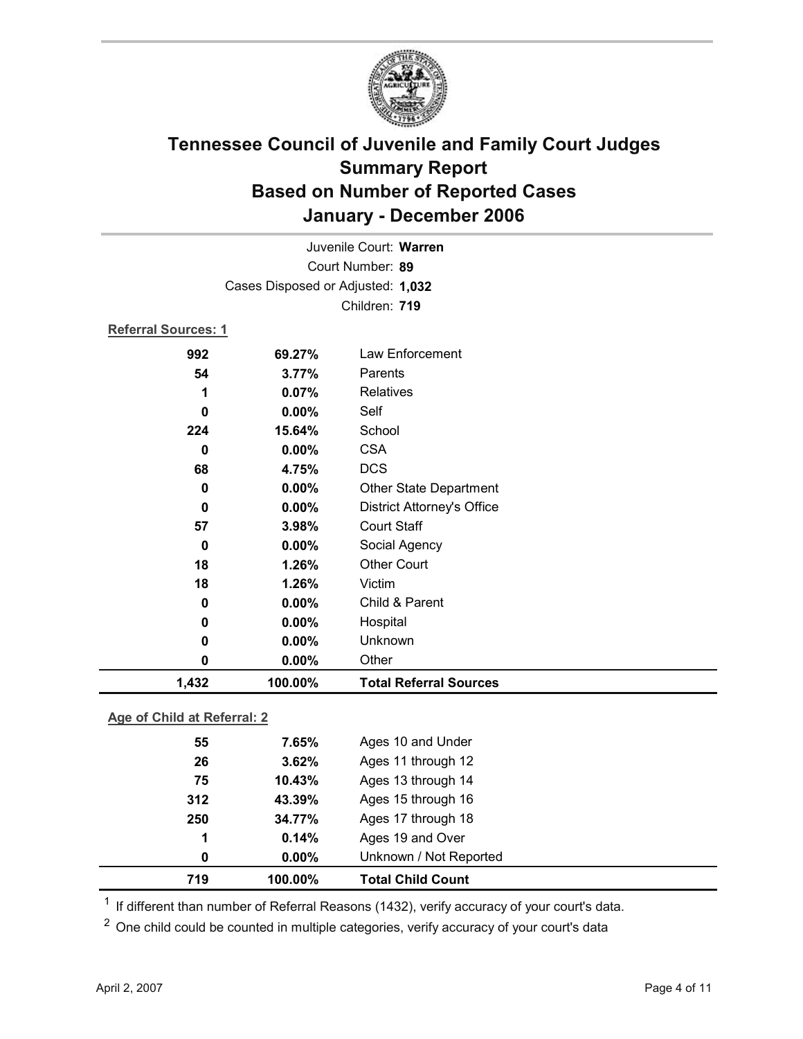# Tennessee Council of Juvenile and Family Court Judges
## Summary Report
## Based on Number of Reported Cases
## January - December 2006

Juvenile Court: **Warren**
Court Number: **89**
Cases Disposed or Adjusted: **1,032**
Children: **719**

**Referral Sources: 1**

| | | |
|---|---|---|
| **992** | **69.27%** | Law Enforcement |
| **54** | **3.77%** | Parents |
| **1** | **0.07%** | Relatives |
| **0** | **0.00%** | Self |
| **224** | **15.64%** | School |
| **0** | **0.00%** | CSA |
| **68** | **4.75%** | DCS |
| **0** | **0.00%** | Other State Department |
| **0** | **0.00%** | District Attorney's Office |
| **57** | **3.98%** | Court Staff |
| **0** | **0.00%** | Social Agency |
| **18** | **1.26%** | Other Court |
| **18** | **1.26%** | Victim |
| **0** | **0.00%** | Child & Parent |
| **0** | **0.00%** | Hospital |
| **0** | **0.00%** | Unknown |
| **0** | **0.00%** | Other |
| **1,432** | **100.00%** | **Total Referral Sources** |

**Age of Child at Referral: 2**

| | | |
|---|---|---|
| **55** | **7.65%** | Ages 10 and Under |
| **26** | **3.62%** | Ages 11 through 12 |
| **75** | **10.43%** | Ages 13 through 14 |
| **312** | **43.39%** | Ages 15 through 16 |
| **250** | **34.77%** | Ages 17 through 18 |
| **1** | **0.14%** | Ages 19 and Over |
| **0** | **0.00%** | Unknown / Not Reported |
| **719** | **100.00%** | **Total Child Count** |

[1] If different than number of Referral Reasons (1432), verify accuracy of your court's data.

[2] One child could be counted in multiple categories, verify accuracy of your court's data

April 2, 2007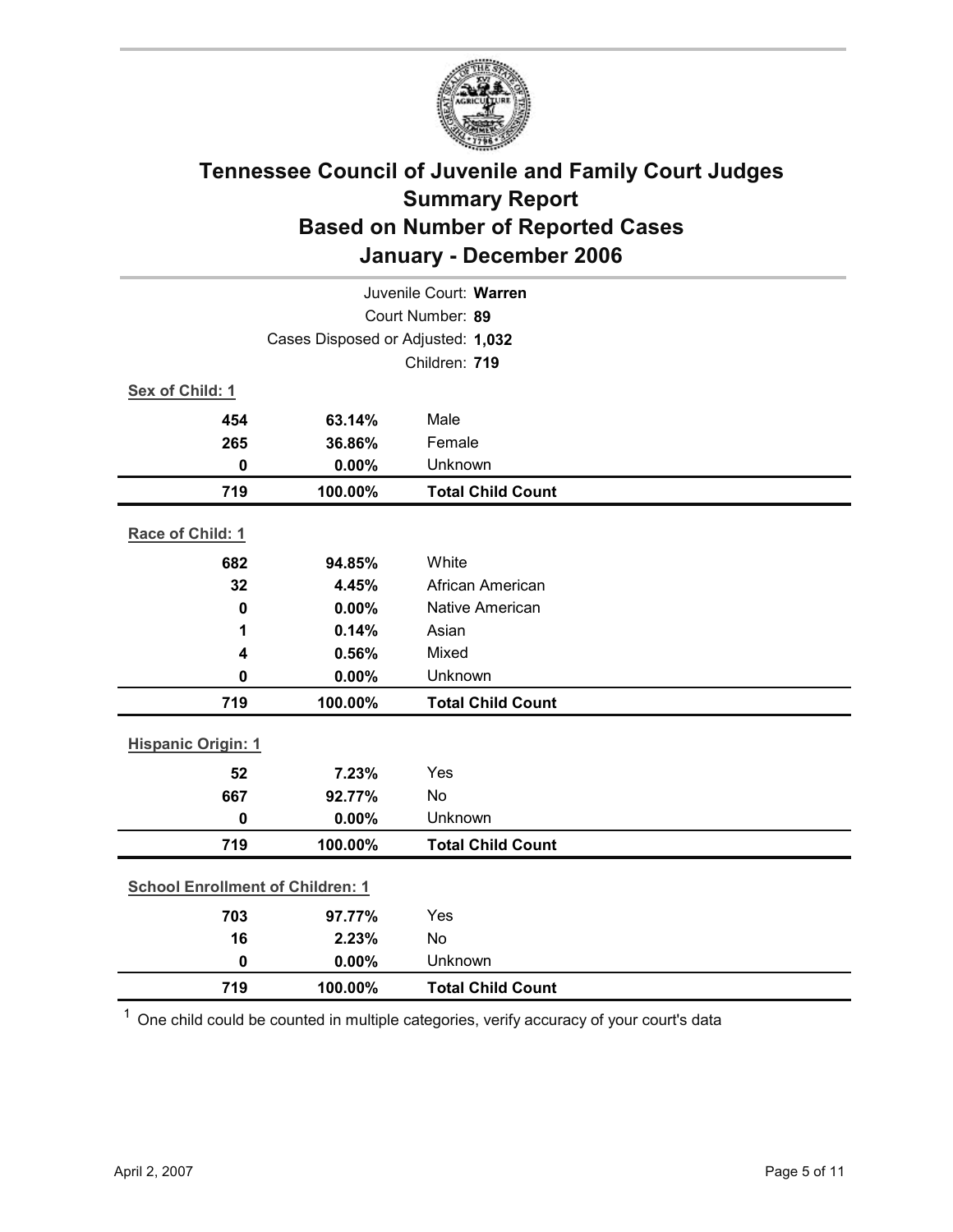# Tennessee Council of Juvenile and Family Court Judges
## Summary Report
## Based on Number of Reported Cases
## January - December 2006

Juvenile Court: **Warren**

Court Number: **89**

Cases Disposed or Adjusted: **1,032**

Children: **719**

**Sex of Child: 1**

| | | |
|---|---|---|
| **454** | **63.14%** | Male |
| **265** | **36.86%** | Female |
| **0** | **0.00%** | Unknown |
| **719** | **100.00%** | **Total Child Count** |

**Race of Child: 1**

| | | |
|---|---|---|
| **682** | **94.85%** | White |
| **32** | **4.45%** | African American |
| **0** | **0.00%** | Native American |
| **1** | **0.14%** | Asian |
| **4** | **0.56%** | Mixed |
| **0** | **0.00%** | Unknown |
| **719** | **100.00%** | **Total Child Count** |

**Hispanic Origin: 1**

| | | |
|---|---|---|
| **52** | **7.23%** | Yes |
| **667** | **92.77%** | No |
| **0** | **0.00%** | Unknown |
| **719** | **100.00%** | **Total Child Count** |

**School Enrollment of Children: 1**

| | | |
|---|---|---|
| **703** | **97.77%** | Yes |
| **16** | **2.23%** | No |
| **0** | **0.00%** | Unknown |
| **719** | **100.00%** | **Total Child Count** |

[1] One child could be counted in multiple categories, verify accuracy of your court's data

April 2, 2007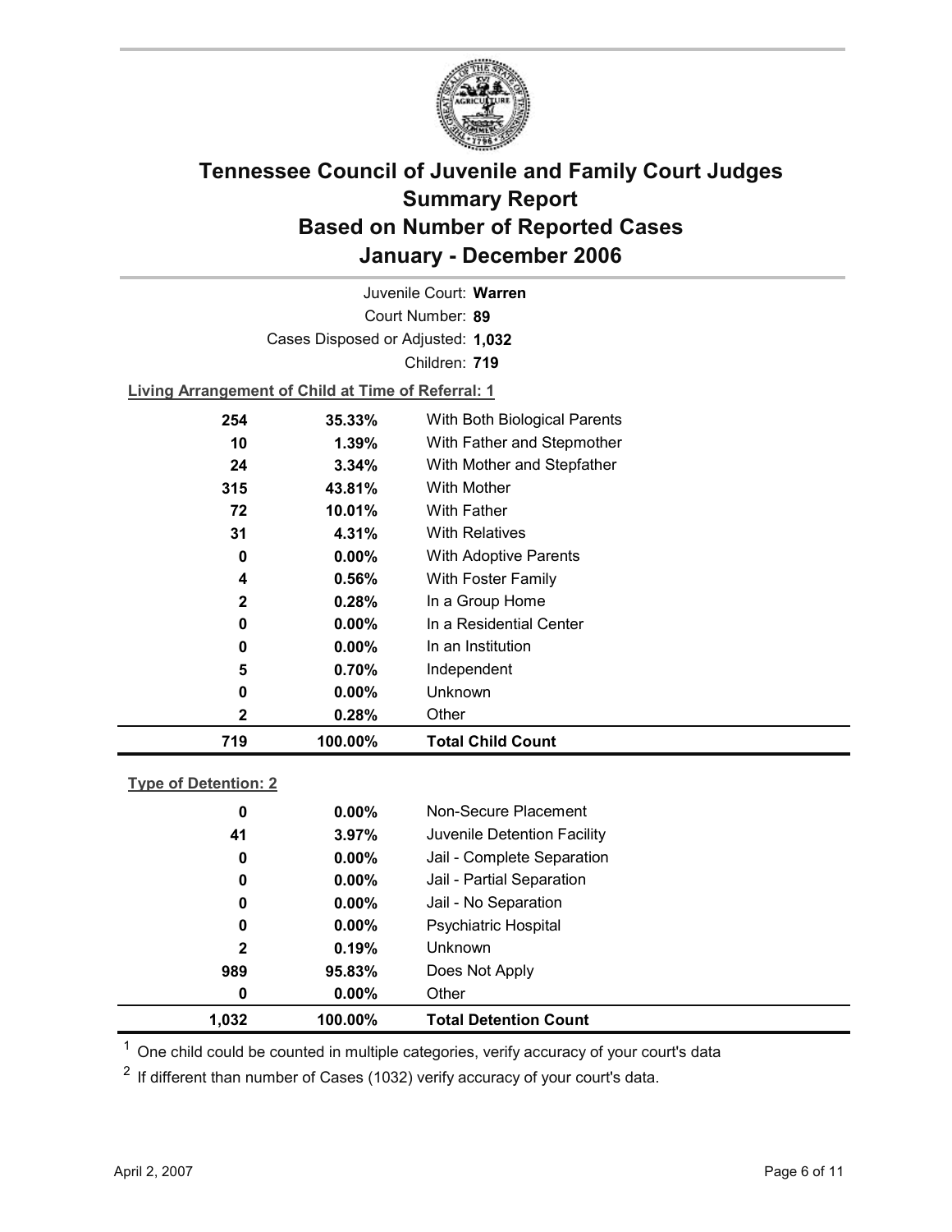# Tennessee Council of Juvenile and Family Court Judges
## Summary Report
## Based on Number of Reported Cases
## January - December 2006

Juvenile Court: **Warren**

Court Number: **89**

Cases Disposed or Adjusted: **1,032**

Children: **719**

**Living Arrangement of Child at Time of Referral: 1**

| Count | Percent | Category |
|---|---|---|
| 254 | 35.33% | With Both Biological Parents |
| 10 | 1.39% | With Father and Stepmother |
| 24 | 3.34% | With Mother and Stepfather |
| 315 | 43.81% | With Mother |
| 72 | 10.01% | With Father |
| 31 | 4.31% | With Relatives |
| 0 | 0.00% | With Adoptive Parents |
| 4 | 0.56% | With Foster Family |
| 2 | 0.28% | In a Group Home |
| 0 | 0.00% | In a Residential Center |
| 0 | 0.00% | In an Institution |
| 5 | 0.70% | Independent |
| 0 | 0.00% | Unknown |
| 2 | 0.28% | Other |
| **719** | **100.00%** | **Total Child Count** |

**Type of Detention: 2**

| Count | Percent | Category |
|---|---|---|
| 0 | 0.00% | Non-Secure Placement |
| 41 | 3.97% | Juvenile Detention Facility |
| 0 | 0.00% | Jail - Complete Separation |
| 0 | 0.00% | Jail - Partial Separation |
| 0 | 0.00% | Jail - No Separation |
| 0 | 0.00% | Psychiatric Hospital |
| 2 | 0.19% | Unknown |
| 989 | 95.83% | Does Not Apply |
| 0 | 0.00% | Other |
| **1,032** | **100.00%** | **Total Detention Count** |

[1] One child could be counted in multiple categories, verify accuracy of your court's data

[2] If different than number of Cases (1032) verify accuracy of your court's data.

April 2, 2007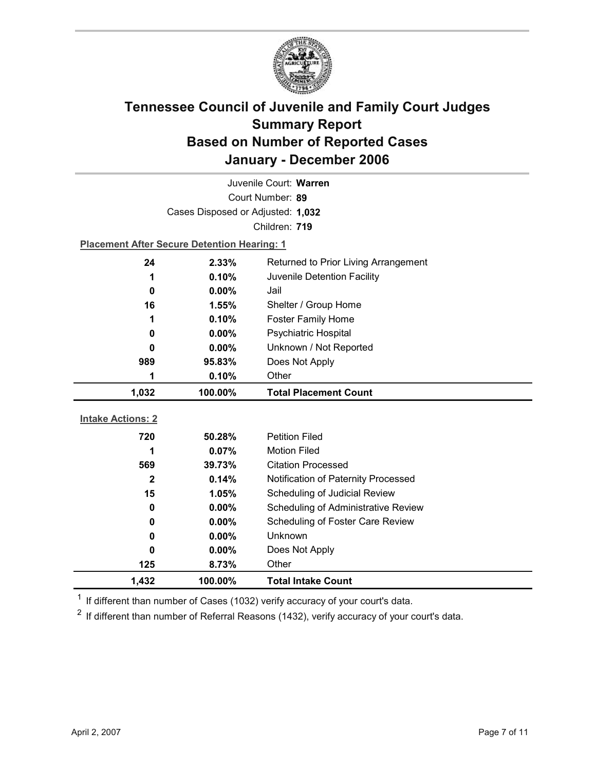# Tennessee Council of Juvenile and Family Court Judges
## Summary Report
## Based on Number of Reported Cases
## January - December 2006

Juvenile Court: **Warren**

Court Number: **89**

Cases Disposed or Adjusted: **1,032**

Children: **719**

**Placement After Secure Detention Hearing: 1**

| Count | Percent | Placement |
|---|---|---|
| 24 | 2.33% | Returned to Prior Living Arrangement |
| 1 | 0.10% | Juvenile Detention Facility |
| 0 | 0.00% | Jail |
| 16 | 1.55% | Shelter / Group Home |
| 1 | 0.10% | Foster Family Home |
| 0 | 0.00% | Psychiatric Hospital |
| 0 | 0.00% | Unknown / Not Reported |
| 989 | 95.83% | Does Not Apply |
| 1 | 0.10% | Other |
| **1,032** | **100.00%** | **Total Placement Count** |

**Intake Actions: 2**

| Count | Percent | Intake Action |
|---|---|---|
| 720 | 50.28% | Petition Filed |
| 1 | 0.07% | Motion Filed |
| 569 | 39.73% | Citation Processed |
| 2 | 0.14% | Notification of Paternity Processed |
| 15 | 1.05% | Scheduling of Judicial Review |
| 0 | 0.00% | Scheduling of Administrative Review |
| 0 | 0.00% | Scheduling of Foster Care Review |
| 0 | 0.00% | Unknown |
| 0 | 0.00% | Does Not Apply |
| 125 | 8.73% | Other |
| **1,432** | **100.00%** | **Total Intake Count** |

[1] If different than number of Cases (1032) verify accuracy of your court's data.

[2] If different than number of Referral Reasons (1432), verify accuracy of your court's data.

April 2, 2007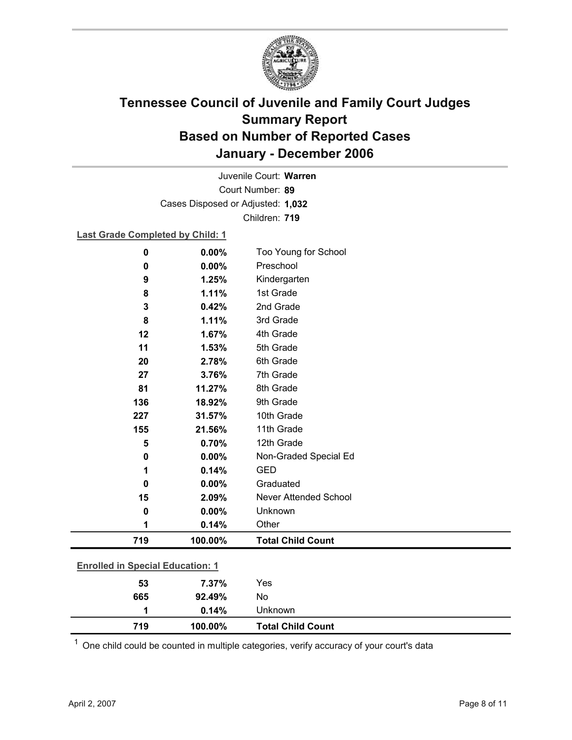# Tennessee Council of Juvenile and Family Court Judges
# Summary Report
# Based on Number of Reported Cases
# January - December 2006

Juvenile Court: **Warren**

Court Number: **89**

Cases Disposed or Adjusted: **1,032**

Children: **719**

**Last Grade Completed by Child: 1**

| | | |
|---|---|---|
| 0 | 0.00% | Too Young for School |
| 0 | 0.00% | Preschool |
| 9 | 1.25% | Kindergarten |
| 8 | 1.11% | 1st Grade |
| 3 | 0.42% | 2nd Grade |
| 8 | 1.11% | 3rd Grade |
| 12 | 1.67% | 4th Grade |
| 11 | 1.53% | 5th Grade |
| 20 | 2.78% | 6th Grade |
| 27 | 3.76% | 7th Grade |
| 81 | 11.27% | 8th Grade |
| 136 | 18.92% | 9th Grade |
| 227 | 31.57% | 10th Grade |
| 155 | 21.56% | 11th Grade |
| 5 | 0.70% | 12th Grade |
| 0 | 0.00% | Non-Graded Special Ed |
| 1 | 0.14% | GED |
| 0 | 0.00% | Graduated |
| 15 | 2.09% | Never Attended School |
| 0 | 0.00% | Unknown |
| 1 | 0.14% | Other |
| **719** | **100.00%** | **Total Child Count** |

**Enrolled in Special Education: 1**

| | | |
|---|---|---|
| 53 | 7.37% | Yes |
| 665 | 92.49% | No |
| 1 | 0.14% | Unknown |
| **719** | **100.00%** | **Total Child Count** |

[1] One child could be counted in multiple categories, verify accuracy of your court's data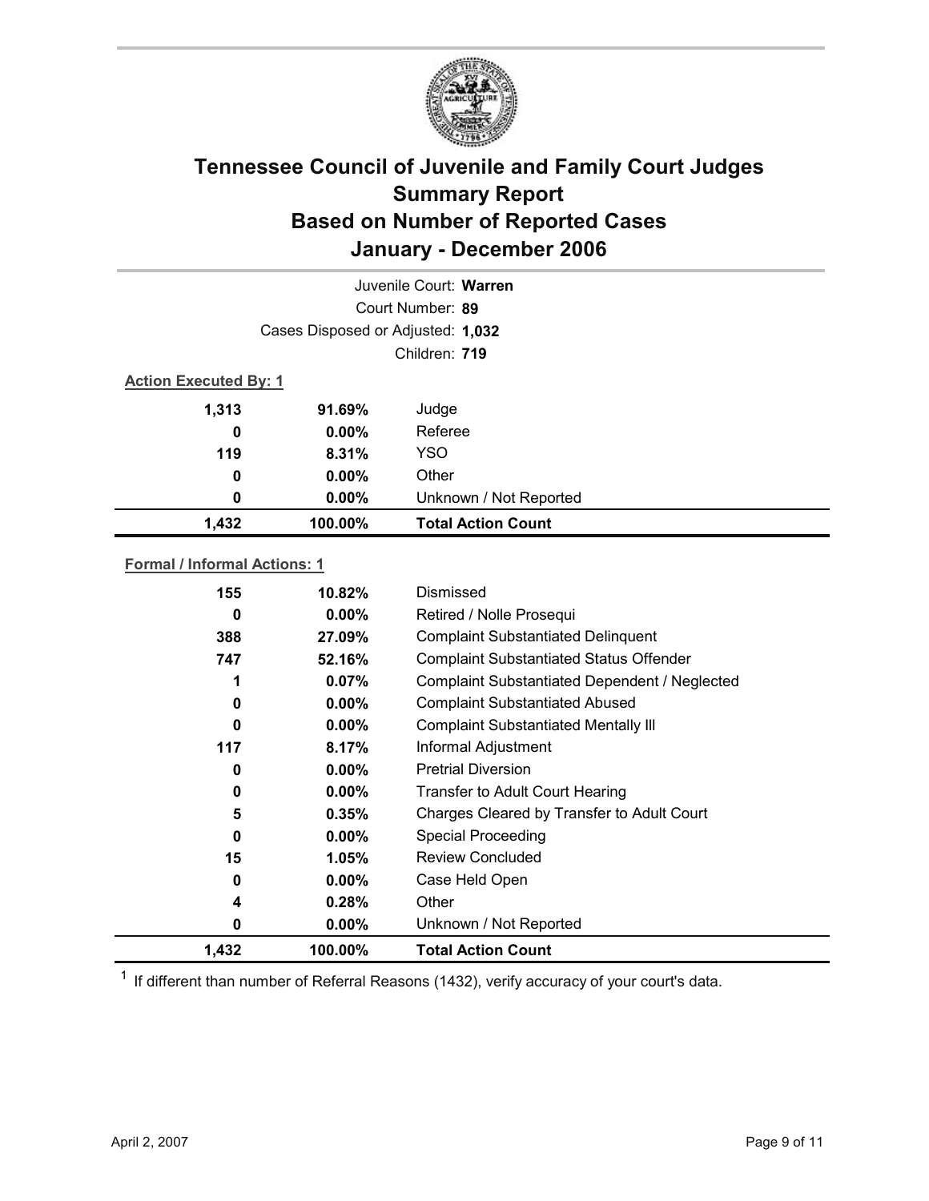# Tennessee Council of Juvenile and Family Court Judges Summary Report Based on Number of Reported Cases January - December 2006

Juvenile Court: **Warren**

Court Number: **89**

Cases Disposed or Adjusted: **1,032**

Children: **719**

**Action Executed By: 1**

| | | |
|---|---|---|
| 1,313 | 91.69% | Judge |
| 0 | 0.00% | Referee |
| 119 | 8.31% | YSO |
| 0 | 0.00% | Other |
| 0 | 0.00% | Unknown / Not Reported |
| **1,432** | **100.00%** | **Total Action Count** |

**Formal / Informal Actions: 1**

| | | |
|---|---|---|
| 155 | 10.82% | Dismissed |
| 0 | 0.00% | Retired / Nolle Prosequi |
| 388 | 27.09% | Complaint Substantiated Delinquent |
| 747 | 52.16% | Complaint Substantiated Status Offender |
| 1 | 0.07% | Complaint Substantiated Dependent / Neglected |
| 0 | 0.00% | Complaint Substantiated Abused |
| 0 | 0.00% | Complaint Substantiated Mentally Ill |
| 117 | 8.17% | Informal Adjustment |
| 0 | 0.00% | Pretrial Diversion |
| 0 | 0.00% | Transfer to Adult Court Hearing |
| 5 | 0.35% | Charges Cleared by Transfer to Adult Court |
| 0 | 0.00% | Special Proceeding |
| 15 | 1.05% | Review Concluded |
| 0 | 0.00% | Case Held Open |
| 4 | 0.28% | Other |
| 0 | 0.00% | Unknown / Not Reported |
| **1,432** | **100.00%** | **Total Action Count** |

[1] If different than number of Referral Reasons (1432), verify accuracy of your court's data.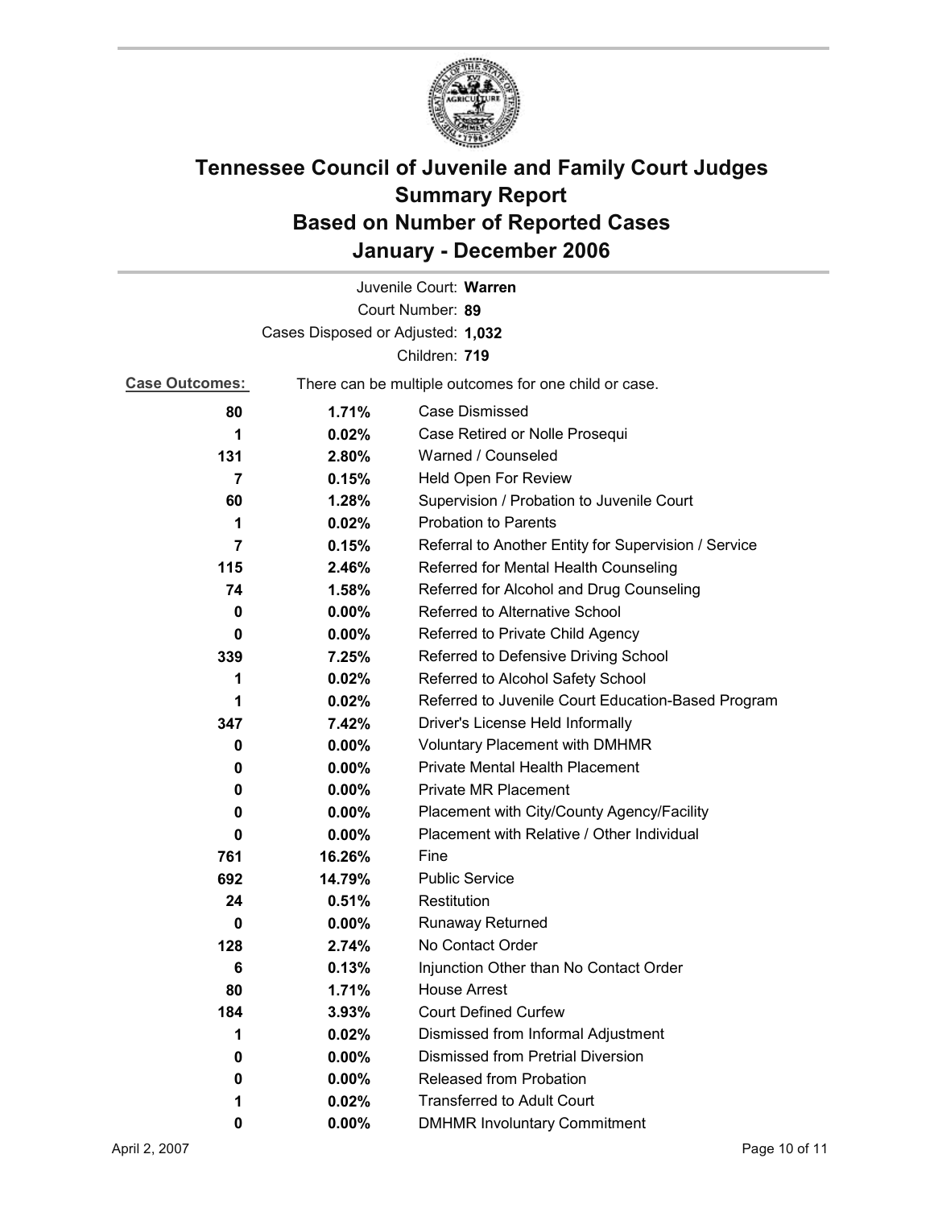# Tennessee Council of Juvenile and Family Court Judges
## Summary Report
## Based on Number of Reported Cases
## January - December 2006

Juvenile Court: **Warren**

Court Number: **89**

Cases Disposed or Adjusted: **1,032**

Children: **719**

**Case Outcomes:** There can be multiple outcomes for one child or case.

| Count | Percent | Outcome |
|---|---|---|
| 80 | 1.71% | Case Dismissed |
| 1 | 0.02% | Case Retired or Nolle Prosequi |
| 131 | 2.80% | Warned / Counseled |
| 7 | 0.15% | Held Open For Review |
| 60 | 1.28% | Supervision / Probation to Juvenile Court |
| 1 | 0.02% | Probation to Parents |
| 7 | 0.15% | Referral to Another Entity for Supervision / Service |
| 115 | 2.46% | Referred for Mental Health Counseling |
| 74 | 1.58% | Referred for Alcohol and Drug Counseling |
| 0 | 0.00% | Referred to Alternative School |
| 0 | 0.00% | Referred to Private Child Agency |
| 339 | 7.25% | Referred to Defensive Driving School |
| 1 | 0.02% | Referred to Alcohol Safety School |
| 1 | 0.02% | Referred to Juvenile Court Education-Based Program |
| 347 | 7.42% | Driver's License Held Informally |
| 0 | 0.00% | Voluntary Placement with DMHMR |
| 0 | 0.00% | Private Mental Health Placement |
| 0 | 0.00% | Private MR Placement |
| 0 | 0.00% | Placement with City/County Agency/Facility |
| 0 | 0.00% | Placement with Relative / Other Individual |
| 761 | 16.26% | Fine |
| 692 | 14.79% | Public Service |
| 24 | 0.51% | Restitution |
| 0 | 0.00% | Runaway Returned |
| 128 | 2.74% | No Contact Order |
| 6 | 0.13% | Injunction Other than No Contact Order |
| 80 | 1.71% | House Arrest |
| 184 | 3.93% | Court Defined Curfew |
| 1 | 0.02% | Dismissed from Informal Adjustment |
| 0 | 0.00% | Dismissed from Pretrial Diversion |
| 0 | 0.00% | Released from Probation |
| 1 | 0.02% | Transferred to Adult Court |
| 0 | 0.00% | DMHMR Involuntary Commitment |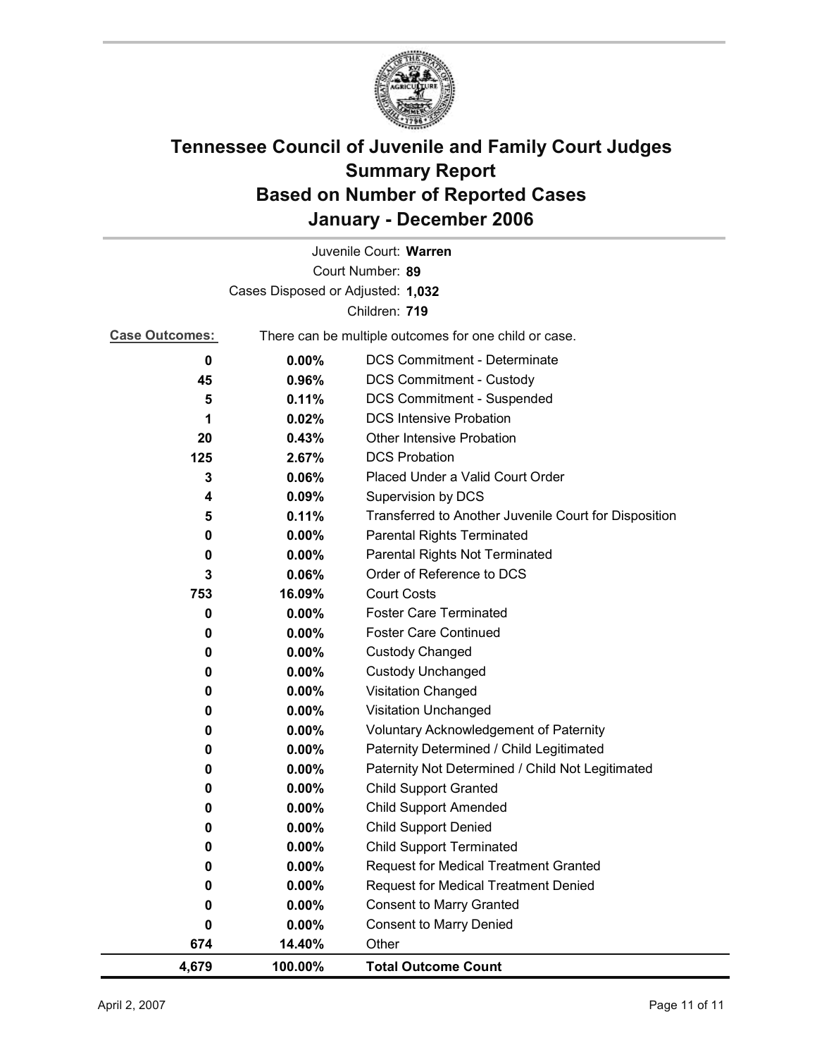# Tennessee Council of Juvenile and Family Court Judges
# Summary Report
# Based on Number of Reported Cases
# January - December 2006

Juvenile Court: **Warren**

Court Number: **89**

Cases Disposed or Adjusted: **1,032**

Children: **719**

**Case Outcomes:** There can be multiple outcomes for one child or case.

| | | |
|---|---|---|
| 0 | 0.00% | DCS Commitment - Determinate |
| 45 | 0.96% | DCS Commitment - Custody |
| 5 | 0.11% | DCS Commitment - Suspended |
| 1 | 0.02% | DCS Intensive Probation |
| 20 | 0.43% | Other Intensive Probation |
| 125 | 2.67% | DCS Probation |
| 3 | 0.06% | Placed Under a Valid Court Order |
| 4 | 0.09% | Supervision by DCS |
| 5 | 0.11% | Transferred to Another Juvenile Court for Disposition |
| 0 | 0.00% | Parental Rights Terminated |
| 0 | 0.00% | Parental Rights Not Terminated |
| 3 | 0.06% | Order of Reference to DCS |
| 753 | 16.09% | Court Costs |
| 0 | 0.00% | Foster Care Terminated |
| 0 | 0.00% | Foster Care Continued |
| 0 | 0.00% | Custody Changed |
| 0 | 0.00% | Custody Unchanged |
| 0 | 0.00% | Visitation Changed |
| 0 | 0.00% | Visitation Unchanged |
| 0 | 0.00% | Voluntary Acknowledgement of Paternity |
| 0 | 0.00% | Paternity Determined / Child Legitimated |
| 0 | 0.00% | Paternity Not Determined / Child Not Legitimated |
| 0 | 0.00% | Child Support Granted |
| 0 | 0.00% | Child Support Amended |
| 0 | 0.00% | Child Support Denied |
| 0 | 0.00% | Child Support Terminated |
| 0 | 0.00% | Request for Medical Treatment Granted |
| 0 | 0.00% | Request for Medical Treatment Denied |
| 0 | 0.00% | Consent to Marry Granted |
| 0 | 0.00% | Consent to Marry Denied |
| 674 | 14.40% | Other |
| **4,679** | **100.00%** | **Total Outcome Count** |

April 2, 2007